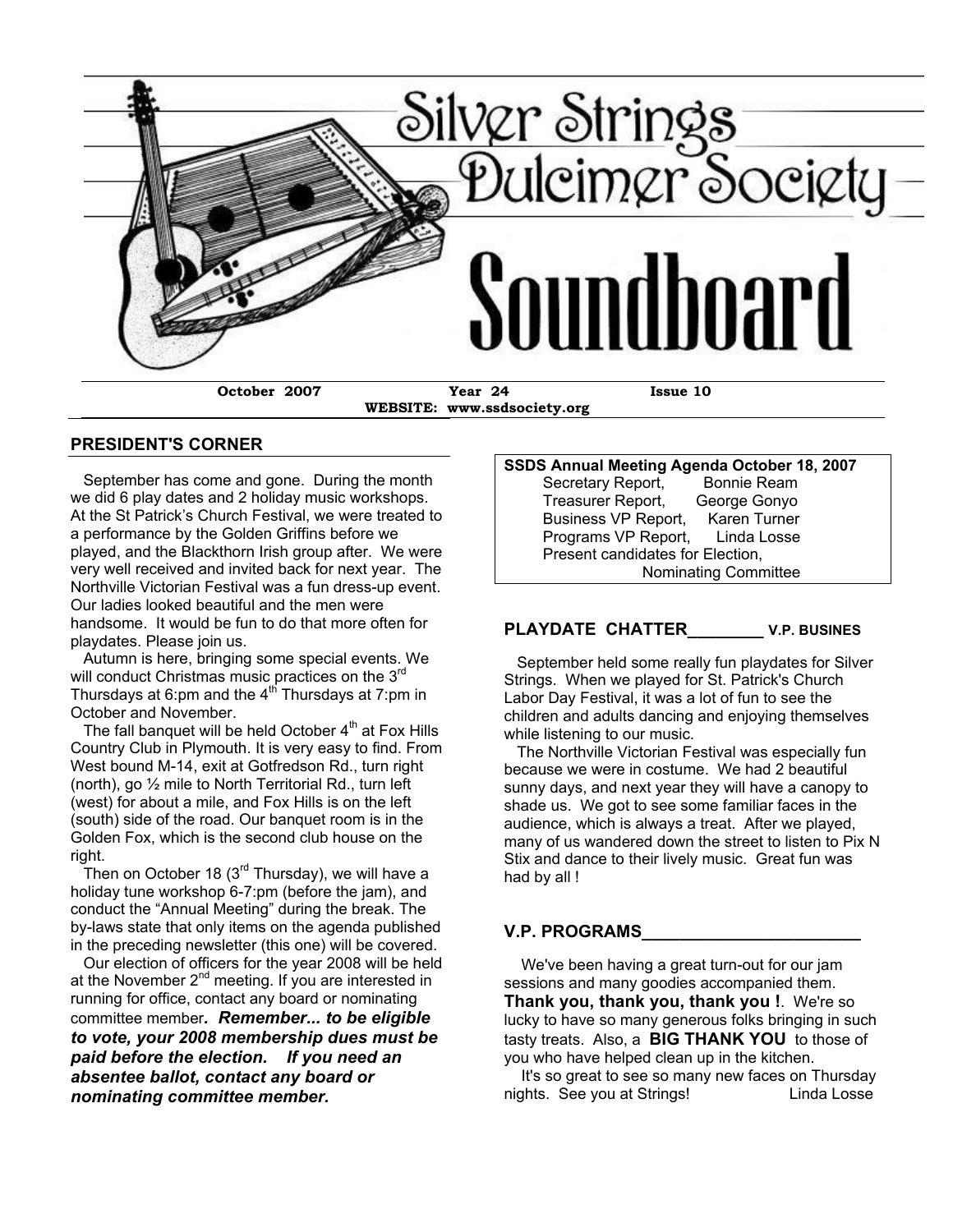# Silver Strings Dulcimer Society

# Soundboard

October 2007 | Year 24 | Issue 10

WEBSITE: www.ssdsociety.org

## PRESIDENT'S CORNER

September has come and gone. During the month we did 6 play dates and 2 holiday music workshops. At the St Patrick's Church Festival, we were treated to a performance by the Golden Griffins before we played, and the Blackthorn Irish group after. We were very well received and invited back for next year. The Northville Victorian Festival was a fun dress-up event. Our ladies looked beautiful and the men were handsome. It would be fun to do that more often for playdates. Please join us.

Autumn is here, bringing some special events. We will conduct Christmas music practices on the 3rd Thursdays at 6:pm and the 4th Thursdays at 7:pm in October and November.

The fall banquet will be held October 4th at Fox Hills Country Club in Plymouth. It is very easy to find. From West bound M-14, exit at Gotfredson Rd., turn right (north), go ½ mile to North Territorial Rd., turn left (west) for about a mile, and Fox Hills is on the left (south) side of the road. Our banquet room is in the Golden Fox, which is the second club house on the right.

Then on October 18 (3rd Thursday), we will have a holiday tune workshop 6-7:pm (before the jam), and conduct the "Annual Meeting" during the break. The by-laws state that only items on the agenda published in the preceding newsletter (this one) will be covered.

Our election of officers for the year 2008 will be held at the November 2nd meeting. If you are interested in running for office, contact any board or nominating committee member***. Remember... to be eligible to vote, your 2008 membership dues must be paid before the election. If you need an absentee ballot, contact any board or nominating committee member.***

**SSDS Annual Meeting Agenda October 18, 2007**

- Secretary Report, Bonnie Ream
- Treasurer Report, George Gonyo
- Business VP Report, Karen Turner
- Programs VP Report, Linda Losse
- Present candidates for Election, Nominating Committee

## PLAYDATE CHATTER________ V.P. BUSINES

September held some really fun playdates for Silver Strings. When we played for St. Patrick's Church Labor Day Festival, it was a lot of fun to see the children and adults dancing and enjoying themselves while listening to our music.

The Northville Victorian Festival was especially fun because we were in costume. We had 2 beautiful sunny days, and next year they will have a canopy to shade us. We got to see some familiar faces in the audience, which is always a treat. After we played, many of us wandered down the street to listen to Pix N Stix and dance to their lively music. Great fun was had by all !

## V.P. PROGRAMS_______________________

We've been having a great turn-out for our jam sessions and many goodies accompanied them. **Thank you, thank you, thank you !**. We're so lucky to have so many generous folks bringing in such tasty treats. Also, a **BIG THANK YOU** to those of you who have helped clean up in the kitchen.

It's so great to see so many new faces on Thursday nights. See you at Strings! Linda Losse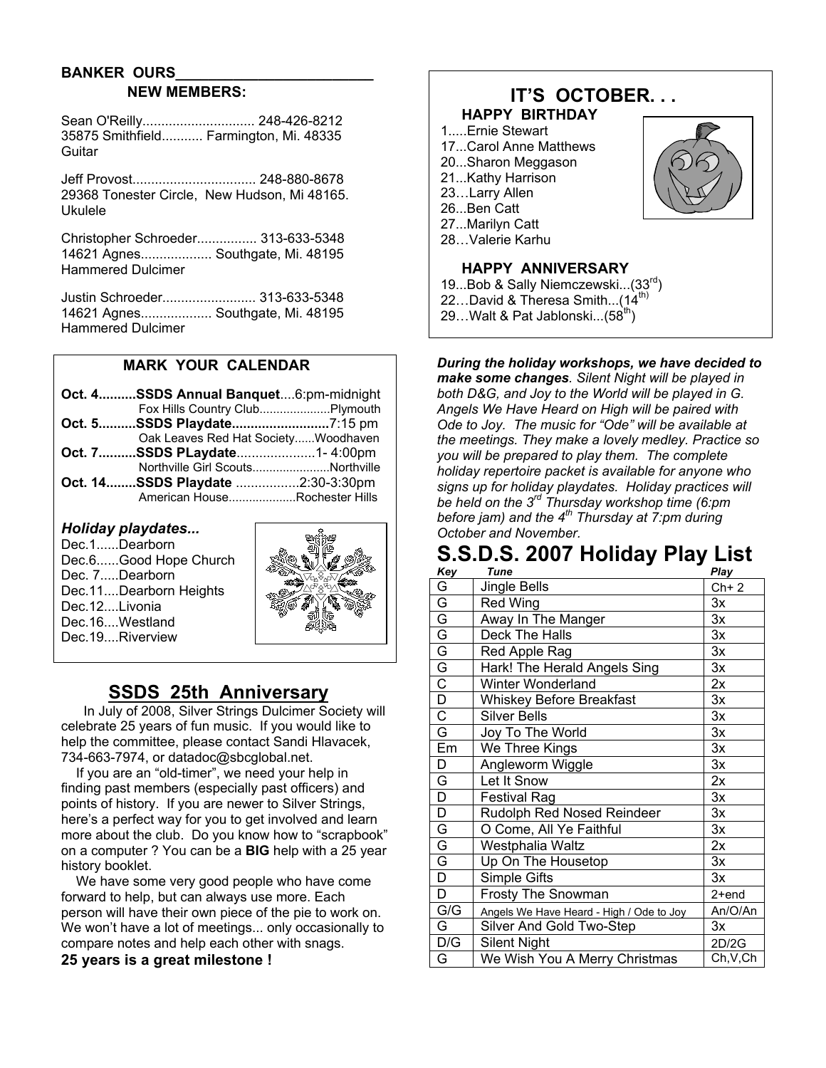**BANKER OURS________________________**

**NEW MEMBERS:**

Sean O'Reilly.............................. 248-426-8212
35875 Smithfield........... Farmington, Mi. 48335
Guitar

Jeff Provost................................. 248-880-8678
29368 Tonester Circle, New Hudson, Mi 48165.
Ukulele

Christopher Schroeder................ 313-633-5348
14621 Agnes................... Southgate, Mi. 48195
Hammered Dulcimer

Justin Schroeder......................... 313-633-5348
14621 Agnes................... Southgate, Mi. 48195
Hammered Dulcimer

## MARK YOUR CALENDAR

**Oct. 4..........SSDS Annual Banquet**....6:pm-midnight
Fox Hills Country Club.....................Plymouth

**Oct. 5..........SSDS Playdate..........................**7:15 pm
Oak Leaves Red Hat Society......Woodhaven

**Oct. 7..........SSDS PLaydate**.....................1- 4:00pm
Northville Girl Scouts.......................Northville

**Oct. 14........SSDS Playdate** .................2:30-3:30pm
American House....................Rochester Hills

***Holiday playdates...***

Dec.1......Dearborn
Dec.6......Good Hope Church
Dec. 7.....Dearborn
Dec.11....Dearborn Heights
Dec.12....Livonia
Dec.16....Westland
Dec.19....Riverview

## SSDS 25th Anniversary

In July of 2008, Silver Strings Dulcimer Society will celebrate 25 years of fun music. If you would like to help the committee, please contact Sandi Hlavacek, 734-663-7974, or datadoc@sbcglobal.net.

If you are an "old-timer", we need your help in finding past members (especially past officers) and points of history. If you are newer to Silver Strings, here's a perfect way for you to get involved and learn more about the club. Do you know how to "scrapbook" on a computer ? You can be a **BIG** help with a 25 year history booklet.

We have some very good people who have come forward to help, but can always use more. Each person will have their own piece of the pie to work on. We won't have a lot of meetings... only occasionally to compare notes and help each other with snags.

**25 years is a great milestone !**

## IT'S OCTOBER. . .

**HAPPY BIRTHDAY**

1.....Ernie Stewart
17...Carol Anne Matthews
20...Sharon Meggason
21...Kathy Harrison
23…Larry Allen
26...Ben Catt
27...Marilyn Catt
28…Valerie Karhu

**HAPPY ANNIVERSARY**

19...Bob & Sally Niemczewski...(33rd)
22…David & Theresa Smith...(14th)
29…Walt & Pat Jablonski...(58th)

***During the holiday workshops, we have decided to make some changes****. Silent Night will be played in both D&G, and Joy to the World will be played in G. Angels We Have Heard on High will be paired with Ode to Joy. The music for "Ode" will be available at the meetings. They make a lovely medley. Practice so you will be prepared to play them. The complete holiday repertoire packet is available for anyone who signs up for holiday playdates. Holiday practices will be held on the 3rd Thursday workshop time (6:pm before jam) and the 4th Thursday at 7:pm during October and November.*

## S.S.D.S. 2007 Holiday Play List

| Key | Tune | Play |
|---|---|---|
| G | Jingle Bells | Ch+ 2 |
| G | Red Wing | 3x |
| G | Away In The Manger | 3x |
| G | Deck The Halls | 3x |
| G | Red Apple Rag | 3x |
| G | Hark! The Herald Angels Sing | 3x |
| C | Winter Wonderland | 2x |
| D | Whiskey Before Breakfast | 3x |
| C | Silver Bells | 3x |
| G | Joy To The World | 3x |
| Em | We Three Kings | 3x |
| D | Angleworm Wiggle | 3x |
| G | Let It Snow | 2x |
| D | Festival Rag | 3x |
| D | Rudolph Red Nosed Reindeer | 3x |
| G | O Come, All Ye Faithful | 3x |
| G | Westphalia Waltz | 2x |
| G | Up On The Housetop | 3x |
| D | Simple Gifts | 3x |
| D | Frosty The Snowman | 2+end |
| G/G | Angels We Have Heard - High / Ode to Joy | An/O/An |
| G | Silver And Gold Two-Step | 3x |
| D/G | Silent Night | 2D/2G |
| G | We Wish You A Merry Christmas | Ch,V,Ch |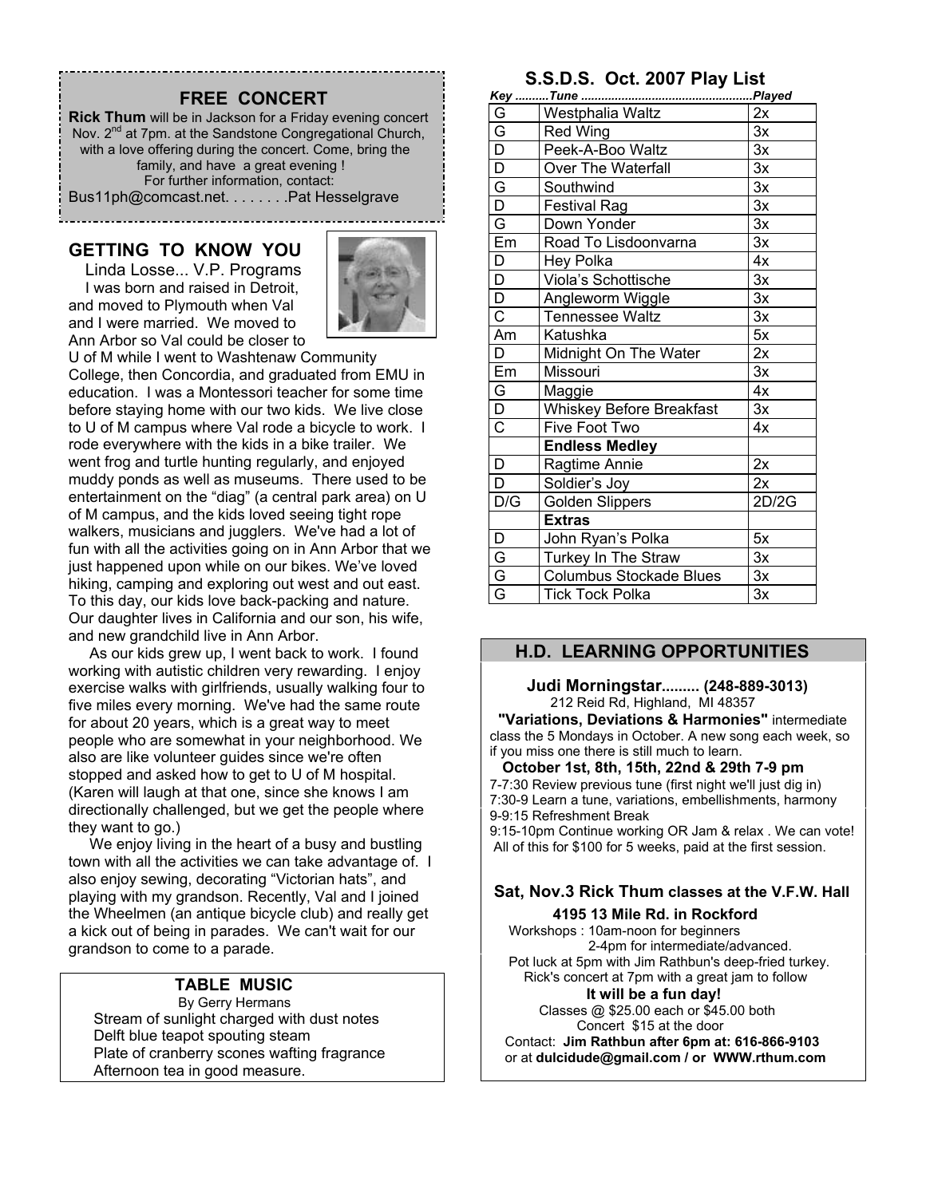## FREE CONCERT

**Rick Thum** will be in Jackson for a Friday evening concert Nov. 2nd at 7pm. at the Sandstone Congregational Church, with a love offering during the concert. Come, bring the family, and have a great evening !

For further information, contact:

Bus11ph@comcast.net. . . . . . . .Pat Hesselgrave

## GETTING TO KNOW YOU

Linda Losse... V.P. Programs

I was born and raised in Detroit, and moved to Plymouth when Val and I were married. We moved to Ann Arbor so Val could be closer to U of M while I went to Washtenaw Community College, then Concordia, and graduated from EMU in education. I was a Montessori teacher for some time before staying home with our two kids. We live close to U of M campus where Val rode a bicycle to work. I rode everywhere with the kids in a bike trailer. We went frog and turtle hunting regularly, and enjoyed muddy ponds as well as museums. There used to be entertainment on the "diag" (a central park area) on U of M campus, and the kids loved seeing tight rope walkers, musicians and jugglers. We've had a lot of fun with all the activities going on in Ann Arbor that we just happened upon while on our bikes. We've loved hiking, camping and exploring out west and out east. To this day, our kids love back-packing and nature. Our daughter lives in California and our son, his wife, and new grandchild live in Ann Arbor.

As our kids grew up, I went back to work. I found working with autistic children very rewarding. I enjoy exercise walks with girlfriends, usually walking four to five miles every morning. We've had the same route for about 20 years, which is a great way to meet people who are somewhat in your neighborhood. We also are like volunteer guides since we're often stopped and asked how to get to U of M hospital. (Karen will laugh at that one, since she knows I am directionally challenged, but we get the people where they want to go.)

We enjoy living in the heart of a busy and bustling town with all the activities we can take advantage of. I also enjoy sewing, decorating "Victorian hats", and playing with my grandson. Recently, Val and I joined the Wheelmen (an antique bicycle club) and really get a kick out of being in parades. We can't wait for our grandson to come to a parade.

## TABLE MUSIC

By Gerry Hermans

Stream of sunlight charged with dust notes
Delft blue teapot spouting steam
Plate of cranberry scones wafting fragrance
Afternoon tea in good measure.

## S.S.D.S. Oct. 2007 Play List

| *Key* | *Tune* | *Played* |
|---|---|---|
| G | Westphalia Waltz | 2x |
| G | Red Wing | 3x |
| D | Peek-A-Boo Waltz | 3x |
| D | Over The Waterfall | 3x |
| G | Southwind | 3x |
| D | Festival Rag | 3x |
| G | Down Yonder | 3x |
| Em | Road To Lisdoonvarna | 3x |
| D | Hey Polka | 4x |
| D | Viola's Schottische | 3x |
| D | Angleworm Wiggle | 3x |
| C | Tennessee Waltz | 3x |
| Am | Katushka | 5x |
| D | Midnight On The Water | 2x |
| Em | Missouri | 3x |
| G | Maggie | 4x |
| D | Whiskey Before Breakfast | 3x |
| C | Five Foot Two | 4x |
| | **Endless Medley** | |
| D | Ragtime Annie | 2x |
| D | Soldier's Joy | 2x |
| D/G | Golden Slippers | 2D/2G |
| | **Extras** | |
| D | John Ryan's Polka | 5x |
| G | Turkey In The Straw | 3x |
| G | Columbus Stockade Blues | 3x |
| G | Tick Tock Polka | 3x |

## H.D. LEARNING OPPORTUNITIES

**Judi Morningstar......... (248-889-3013)**

212 Reid Rd, Highland, MI 48357

**"Variations, Deviations & Harmonies"** intermediate class the 5 Mondays in October. A new song each week, so if you miss one there is still much to learn.

**October 1st, 8th, 15th, 22nd & 29th 7-9 pm**

7-7:30 Review previous tune (first night we'll just dig in)
7:30-9 Learn a tune, variations, embellishments, harmony
9-9:15 Refreshment Break
9:15-10pm Continue working OR Jam & relax . We can vote!
All of this for $100 for 5 weeks, paid at the first session.

**Sat, Nov.3 Rick Thum classes at the V.F.W. Hall**

**4195 13 Mile Rd. in Rockford**

Workshops : 10am-noon for beginners
2-4pm for intermediate/advanced.

Pot luck at 5pm with Jim Rathbun's deep-fried turkey.

Rick's concert at 7pm with a great jam to follow

**It will be a fun day!**

Classes @ $25.00 each or $45.00 both

Concert $15 at the door

Contact: **Jim Rathbun after 6pm at: 616-866-9103** or at **dulcidude@gmail.com / or WWW.rthum.com**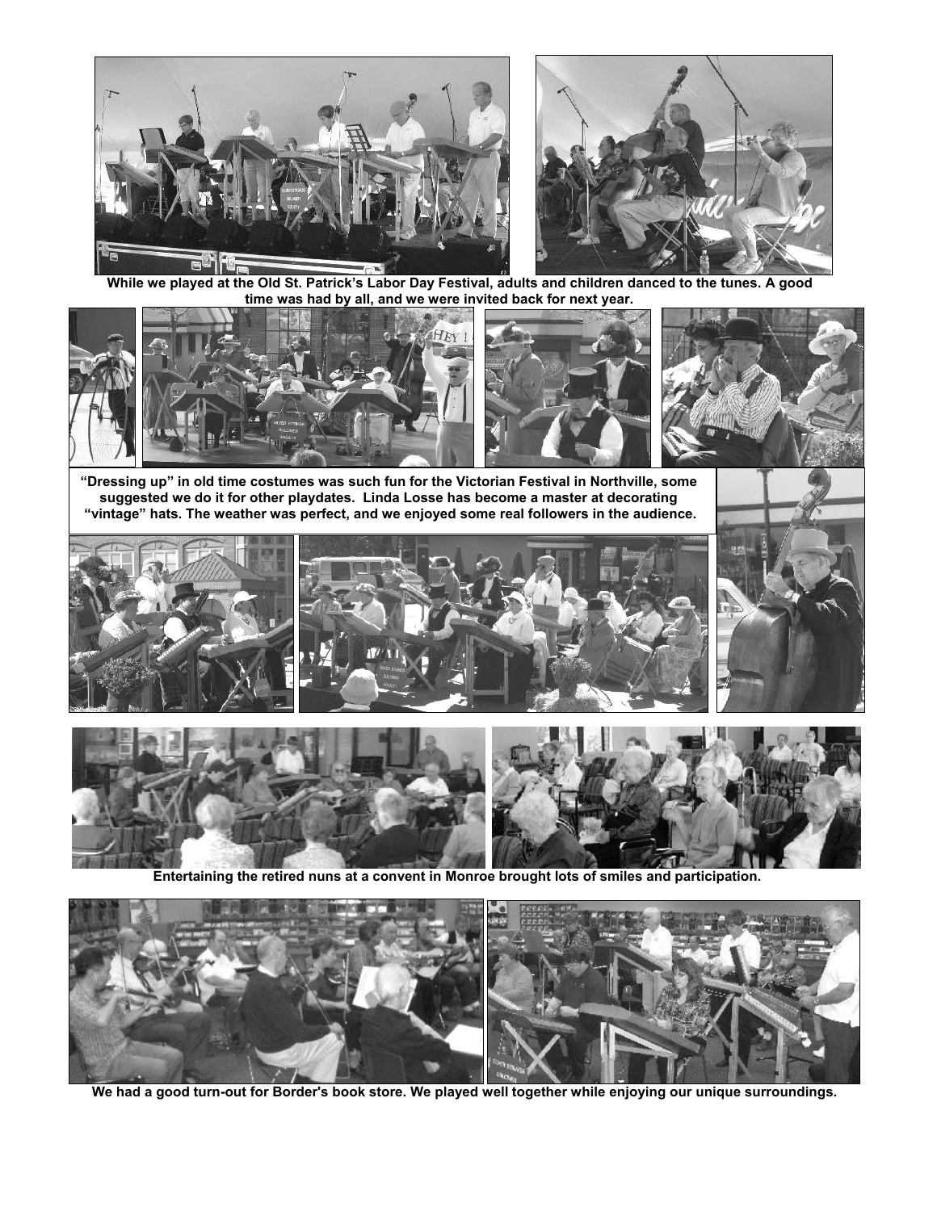**While we played at the Old St. Patrick's Labor Day Festival, adults and children danced to the tunes. A good time was had by all, and we were invited back for next year.**

**"Dressing up" in old time costumes was such fun for the Victorian Festival in Northville, some suggested we do it for other playdates. Linda Losse has become a master at decorating "vintage" hats. The weather was perfect, and we enjoyed some real followers in the audience.**

**Entertaining the retired nuns at a convent in Monroe brought lots of smiles and participation.**

**We had a good turn-out for Border's book store. We played well together while enjoying our unique surroundings.**